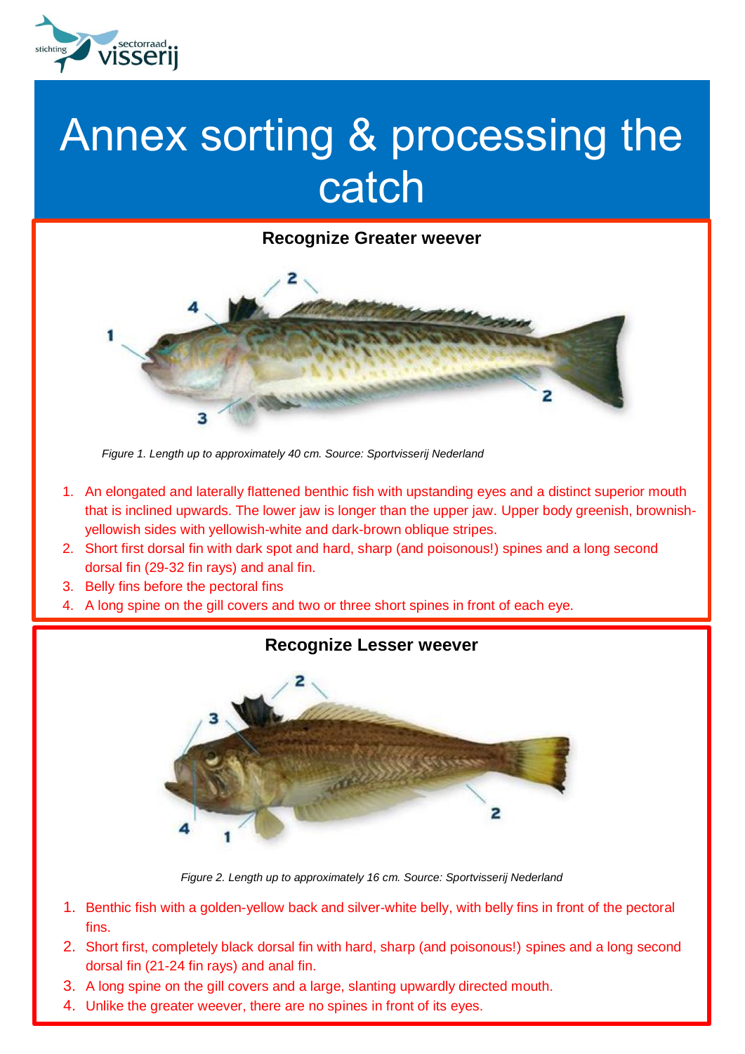# Annex sorting & processing the catch

## Recognize Greater weever

*Figure 1. Length up to approximately 40 cm. Source: Sportvisserij Nederland*

1. An elongated and laterally flattened benthic fish with upstanding eyes and a distinct superior mouth that is inclined upwards. The lower jaw is longer than the upper jaw. Upper body greenish, brownish-yellowish sides with yellowish-white and dark-brown oblique stripes.
2. Short first dorsal fin with dark spot and hard, sharp (and poisonous!) spines and a long second dorsal fin (29-32 fin rays) and anal fin.
3. Belly fins before the pectoral fins
4. A long spine on the gill covers and two or three short spines in front of each eye.

## Recognize Lesser weever

*Figure 2. Length up to approximately 16 cm. Source: Sportvisserij Nederland*

1. Benthic fish with a golden-yellow back and silver-white belly, with belly fins in front of the pectoral fins.
2. Short first, completely black dorsal fin with hard, sharp (and poisonous!) spines and a long second dorsal fin (21-24 fin rays) and anal fin.
3. A long spine on the gill covers and a large, slanting upwardly directed mouth.
4. Unlike the greater weever, there are no spines in front of its eyes.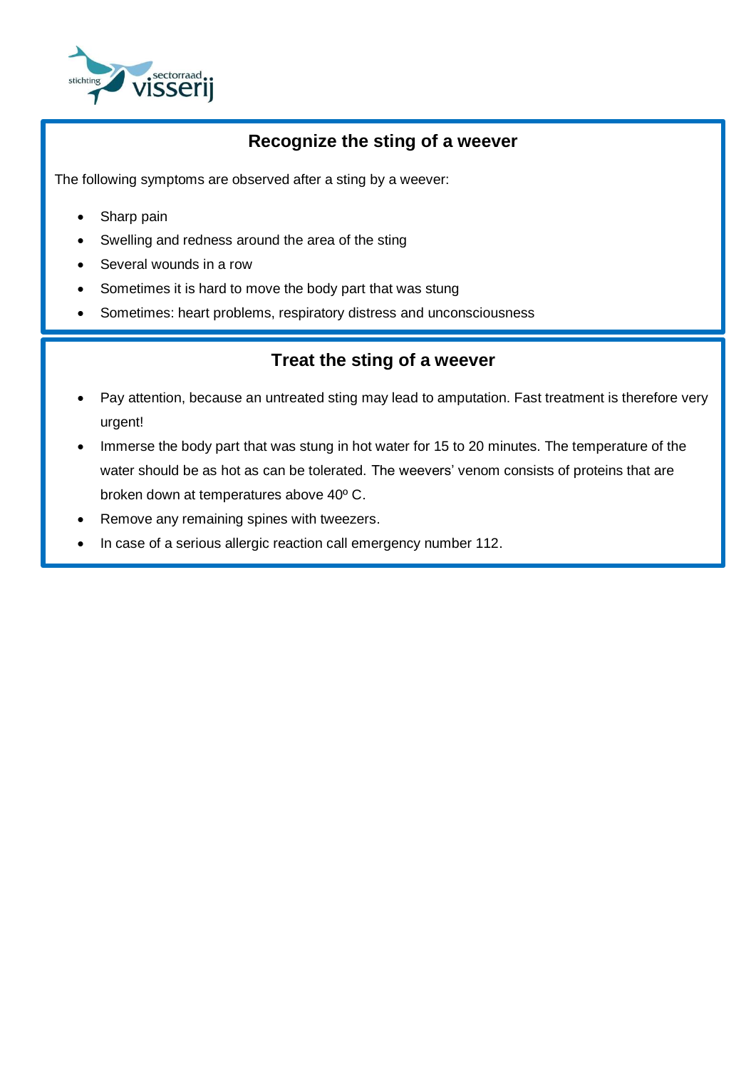## Recognize the sting of a weever

The following symptoms are observed after a sting by a weever:

- Sharp pain
- Swelling and redness around the area of the sting
- Several wounds in a row
- Sometimes it is hard to move the body part that was stung
- Sometimes: heart problems, respiratory distress and unconsciousness

## Treat the sting of a weever

- Pay attention, because an untreated sting may lead to amputation. Fast treatment is therefore very urgent!
- Immerse the body part that was stung in hot water for 15 to 20 minutes. The temperature of the water should be as hot as can be tolerated. The weevers' venom consists of proteins that are broken down at temperatures above 40º C.
- Remove any remaining spines with tweezers.
- In case of a serious allergic reaction call emergency number 112.